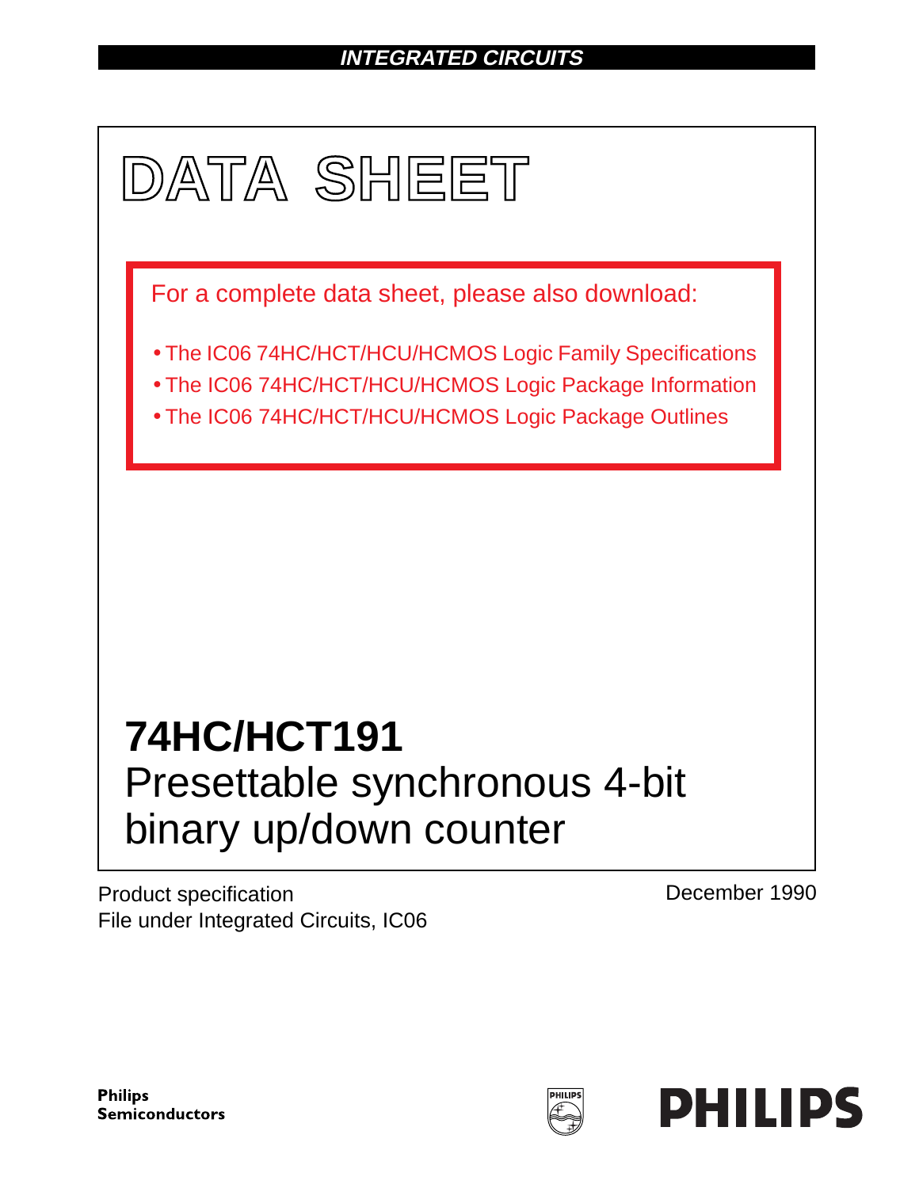**INTEGRATED CIRCUITS**

# DATA SHEET

For a complete data sheet, please also download:

- The IC06 74HC/HCT/HCU/HCMOS Logic Family Specifications
- The IC06 74HC/HCT/HCU/HCMOS Logic Package Information
- The IC06 74HC/HCT/HCU/HCMOS Logic Package Outlines

# 74HC/HCT191

## Presettable synchronous 4-bit binary up/down counter

Product specification
File under Integrated Circuits, IC06

December 1990

**Philips Semiconductors**

**PHILIPS**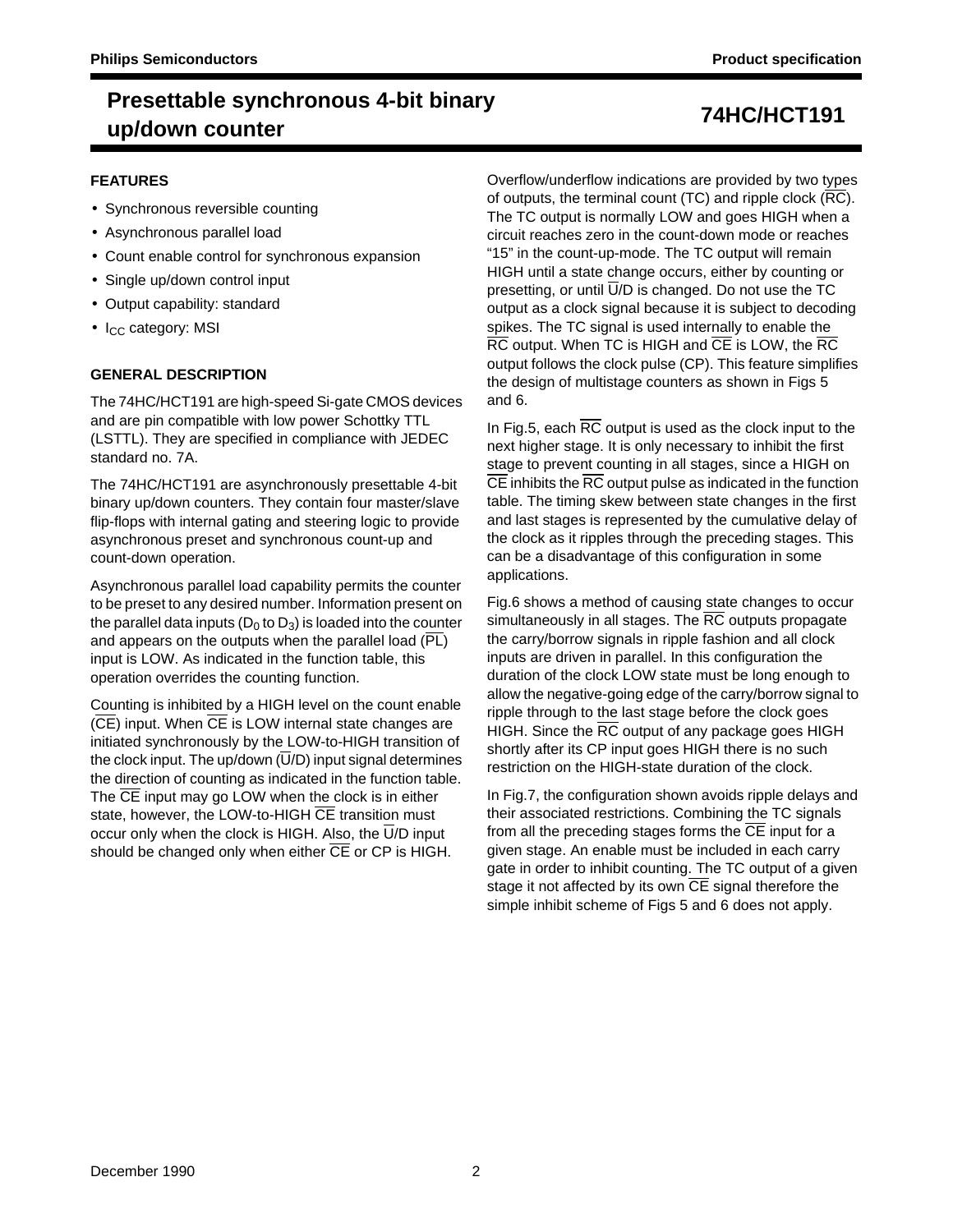## FEATURES

- Synchronous reversible counting
- Asynchronous parallel load
- Count enable control for synchronous expansion
- Single up/down control input
- Output capability: standard
- $I_{CC}$ category: MSI

## GENERAL DESCRIPTION

The 74HC/HCT191 are high-speed Si-gate CMOS devices and are pin compatible with low power Schottky TTL (LSTTL). They are specified in compliance with JEDEC standard no. 7A.

The 74HC/HCT191 are asynchronously presettable 4-bit binary up/down counters. They contain four master/slave flip-flops with internal gating and steering logic to provide asynchronous preset and synchronous count-up and count-down operation.

Asynchronous parallel load capability permits the counter to be preset to any desired number. Information present on the parallel data inputs ($D_0$ to $D_3$) is loaded into the counter and appears on the outputs when the parallel load ($\overline{PL}$) input is LOW. As indicated in the function table, this operation overrides the counting function.

Counting is inhibited by a HIGH level on the count enable ($\overline{CE}$) input. When $\overline{CE}$ is LOW internal state changes are initiated synchronously by the LOW-to-HIGH transition of the clock input. The up/down ($\overline{U}$/D) input signal determines the direction of counting as indicated in the function table. The $\overline{CE}$ input may go LOW when the clock is in either state, however, the LOW-to-HIGH $\overline{CE}$ transition must occur only when the clock is HIGH. Also, the $\overline{U}$/D input should be changed only when either $\overline{CE}$ or CP is HIGH.

Overflow/underflow indications are provided by two types of outputs, the terminal count (TC) and ripple clock ($\overline{RC}$). The TC output is normally LOW and goes HIGH when a circuit reaches zero in the count-down mode or reaches "15" in the count-up-mode. The TC output will remain HIGH until a state change occurs, either by counting or presetting, or until $\overline{U}$/D is changed. Do not use the TC output as a clock signal because it is subject to decoding spikes. The TC signal is used internally to enable the $\overline{RC}$ output. When TC is HIGH and $\overline{CE}$ is LOW, the $\overline{RC}$ output follows the clock pulse (CP). This feature simplifies the design of multistage counters as shown in Figs 5 and 6.

In Fig.5, each $\overline{RC}$ output is used as the clock input to the next higher stage. It is only necessary to inhibit the first stage to prevent counting in all stages, since a HIGH on $\overline{CE}$ inhibits the $\overline{RC}$ output pulse as indicated in the function table. The timing skew between state changes in the first and last stages is represented by the cumulative delay of the clock as it ripples through the preceding stages. This can be a disadvantage of this configuration in some applications.

Fig.6 shows a method of causing state changes to occur simultaneously in all stages. The $\overline{RC}$ outputs propagate the carry/borrow signals in ripple fashion and all clock inputs are driven in parallel. In this configuration the duration of the clock LOW state must be long enough to allow the negative-going edge of the carry/borrow signal to ripple through to the last stage before the clock goes HIGH. Since the $\overline{RC}$ output of any package goes HIGH shortly after its CP input goes HIGH there is no such restriction on the HIGH-state duration of the clock.

In Fig.7, the configuration shown avoids ripple delays and their associated restrictions. Combining the TC signals from all the preceding stages forms the $\overline{CE}$ input for a given stage. An enable must be included in each carry gate in order to inhibit counting. The TC output of a given stage it not affected by its own $\overline{CE}$ signal therefore the simple inhibit scheme of Figs 5 and 6 does not apply.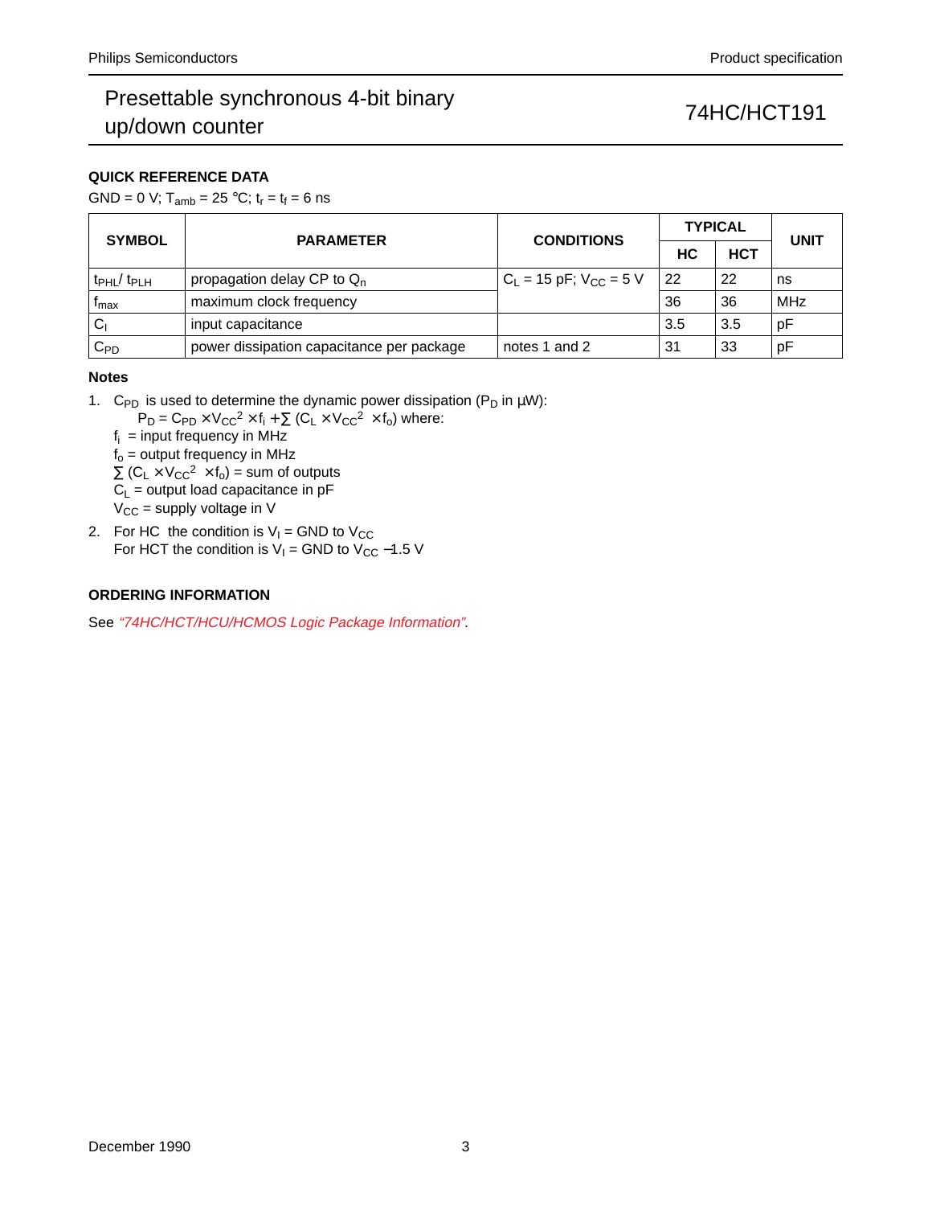## QUICK REFERENCE DATA

GND = 0 V; $T_{amb}$ = 25 °C; $t_r = t_f$ = 6 ns

| SYMBOL | PARAMETER | CONDITIONS | TYPICAL | | UNIT |
|---|---|---|---|---|---|
| | | | HC | HCT | |
| $t_{PHL}/ t_{PLH}$ | propagation delay CP to $Q_n$ | $C_L$ = 15 pF; $V_{CC}$ = 5 V | 22 | 22 | ns |
| $f_{max}$ | maximum clock frequency | | 36 | 36 | MHz |
| $C_I$ | input capacitance | | 3.5 | 3.5 | pF |
| $C_{PD}$ | power dissipation capacitance per package | notes 1 and 2 | 31 | 33 | pF |

### Notes

1. $C_{PD}$ is used to determine the dynamic power dissipation ($P_D$ in μW):
   $P_D = C_{PD} \times V_{CC}^2 \times f_i + \sum (C_L \times V_{CC}^2 \times f_o)$ where:
   $f_i$ = input frequency in MHz
   $f_o$ = output frequency in MHz
   $\sum (C_L \times V_{CC}^2 \times f_o)$ = sum of outputs
   $C_L$ = output load capacitance in pF
   $V_{CC}$ = supply voltage in V
2. For HC the condition is $V_I$ = GND to $V_{CC}$
   For HCT the condition is $V_I$ = GND to $V_{CC}$ −1.5 V

## ORDERING INFORMATION

See *"74HC/HCT/HCU/HCMOS Logic Package Information"*.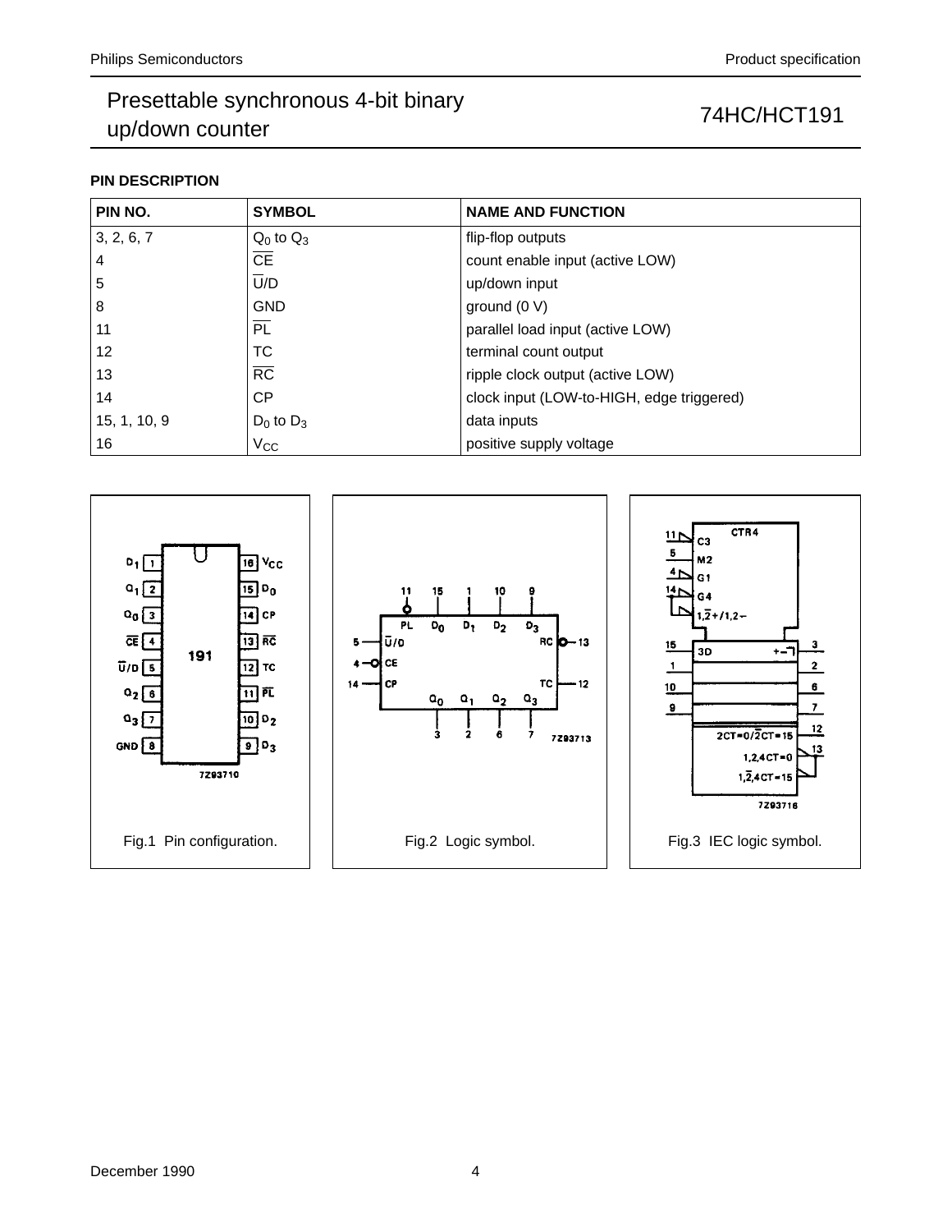## PIN DESCRIPTION

| PIN NO. | SYMBOL | NAME AND FUNCTION |
|---|---|---|
| 3, 2, 6, 7 | $Q_0$ to $Q_3$ | flip-flop outputs |
| 4 | $\overline{CE}$ | count enable input (active LOW) |
| 5 | $\overline{U}/D$ | up/down input |
| 8 | GND | ground (0 V) |
| 11 | $\overline{PL}$ | parallel load input (active LOW) |
| 12 | TC | terminal count output |
| 13 | $\overline{RC}$ | ripple clock output (active LOW) |
| 14 | CP | clock input (LOW-to-HIGH, edge triggered) |
| 15, 1, 10, 9 | $D_0$ to $D_3$ | data inputs |
| 16 | $V_{CC}$ | positive supply voltage |

Fig.1 Pin configuration.

Fig.2 Logic symbol.

Fig.3 IEC logic symbol.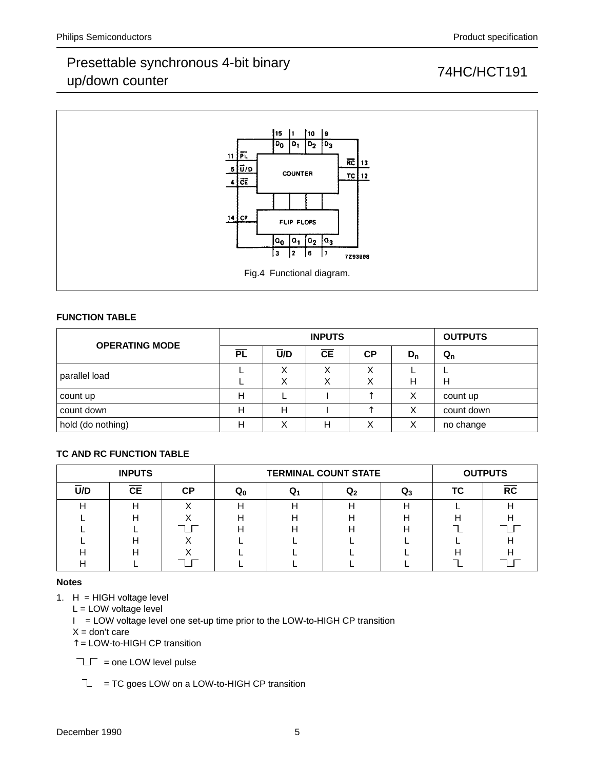Fig.4 Functional diagram.

**FUNCTION TABLE**

| OPERATING MODE | INPUTS | | | | | OUTPUTS |
|---|---|---|---|---|---|---|
| | $\overline{PL}$ | $\overline{U}/D$ | $\overline{CE}$ | CP | $D_n$ | $Q_n$ |
| parallel load | L<br>L | X<br>X | X<br>X | X<br>X | L<br>H | L<br>H |
| count up | H | L | I | ↑ | X | count up |
| count down | H | H | I | ↑ | X | count down |
| hold (do nothing) | H | X | H | X | X | no change |

**TC AND RC FUNCTION TABLE**

| INPUTS | | | TERMINAL COUNT STATE | | | | OUTPUTS | |
|---|---|---|---|---|---|---|---|---|
| $\overline{U}/D$ | $\overline{CE}$ | CP | $Q_0$ | $Q_1$ | $Q_2$ | $Q_3$ | TC | $\overline{RC}$ |
| H | H | X | H | H | H | H | L | H |
| L | H | X | H | H | H | H | H | H |
| L | L | ‾\_\_‾ | H | H | H | H | ‾\_ | ‾\_\_‾ |
| L | H | X | L | L | L | L | L | H |
| H | H | X | L | L | L | L | H | H |
| H | L | ‾\_\_‾ | L | L | L | L | ‾\_ | ‾\_\_‾ |

**Notes**

1. H = HIGH voltage level
   L = LOW voltage level
   I = LOW voltage level one set-up time prior to the LOW-to-HIGH CP transition
   X = don't care
   ↑ = LOW-to-HIGH CP transition
   ‾\_\_‾ = one LOW level pulse
   ‾\_ = TC goes LOW on a LOW-to-HIGH CP transition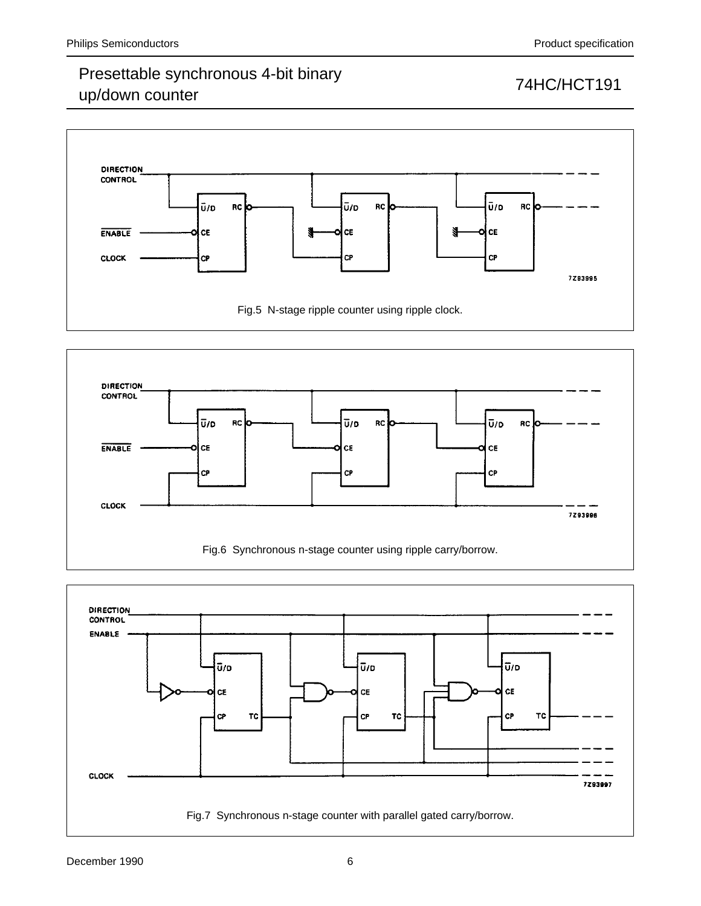Fig.5 N-stage ripple counter using ripple clock.

Fig.6 Synchronous n-stage counter using ripple carry/borrow.

Fig.7 Synchronous n-stage counter with parallel gated carry/borrow.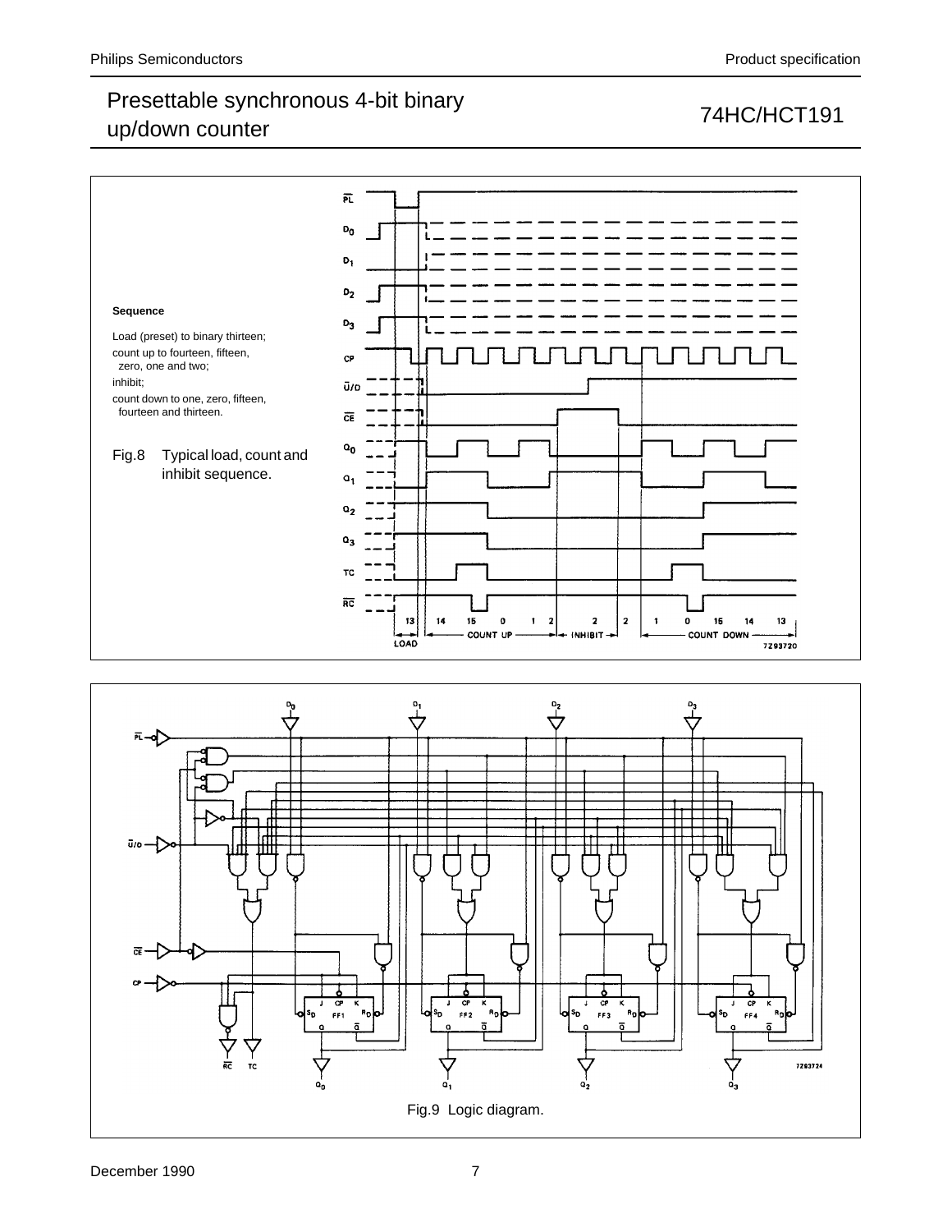**Sequence**

Load (preset) to binary thirteen;
count up to fourteen, fifteen, zero, one and two;
inhibit;
count down to one, zero, fifteen, fourteen and thirteen.

Fig.8 Typical load, count and inhibit sequence.

Fig.9 Logic diagram.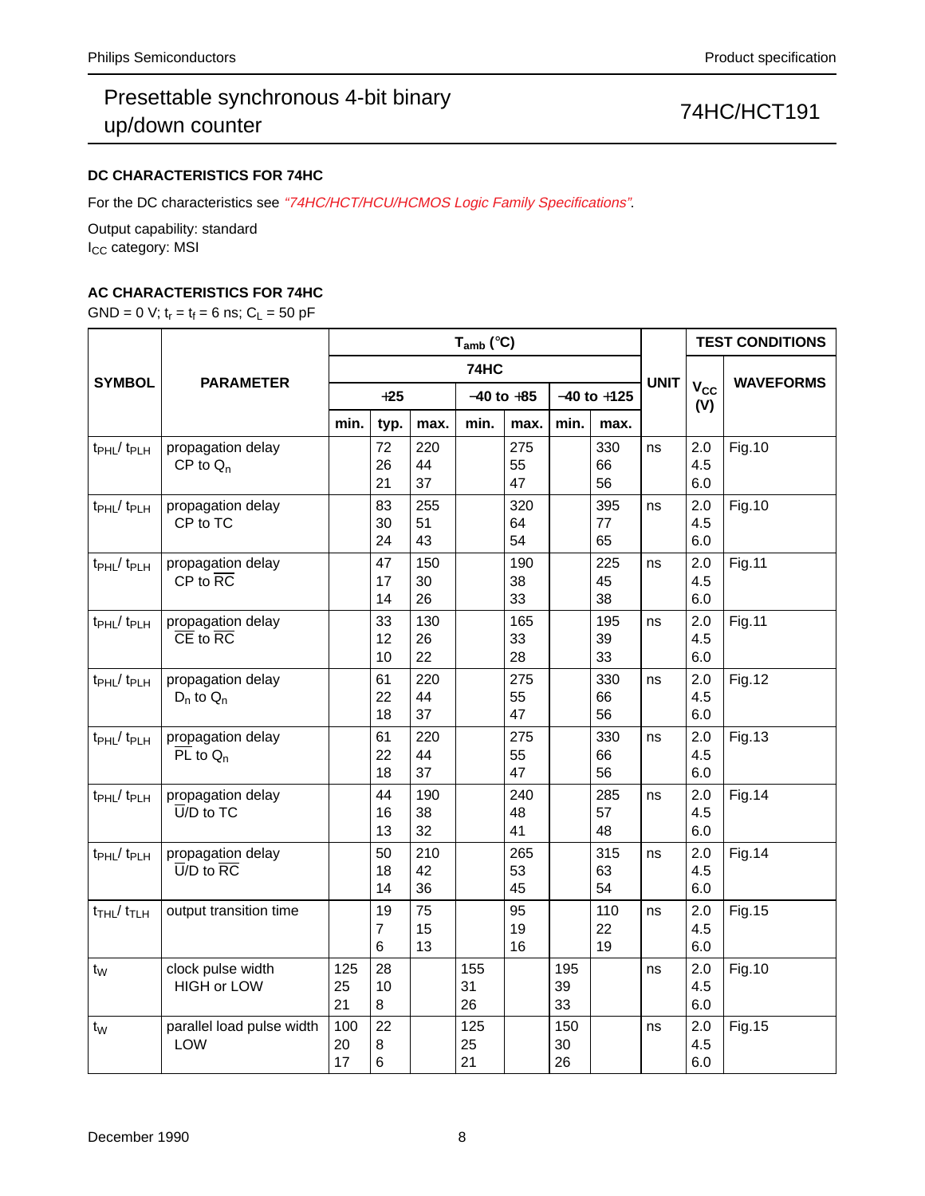### DC CHARACTERISTICS FOR 74HC

For the DC characteristics see *"74HC/HCT/HCU/HCMOS Logic Family Specifications"*.

Output capability: standard
$I_{CC}$ category: MSI

### AC CHARACTERISTICS FOR 74HC

GND = 0 V; $t_r = t_f = 6$ ns; $C_L = 50$ pF

| SYMBOL | PARAMETER | $T_{amb}$ (°C) | | | | | | | UNIT | TEST CONDITIONS | |
|---|---|---|---|---|---|---|---|---|---|---|---|
| | | 74HC | | | | | | | | $V_{CC}$ (V) | WAVEFORMS |
| | | +25 | | | −40 to +85 | | −40 to +125 | | | | |
| | | min. | typ. | max. | min. | max. | min. | max. | | | |
| $t_{PHL}/ t_{PLH}$ | propagation delay CP to $Q_n$ | | 72<br>26<br>21 | 220<br>44<br>37 | | 275<br>55<br>47 | | 330<br>66<br>56 | ns | 2.0<br>4.5<br>6.0 | Fig.10 |
| $t_{PHL}/ t_{PLH}$ | propagation delay CP to TC | | 83<br>30<br>24 | 255<br>51<br>43 | | 320<br>64<br>54 | | 395<br>77<br>65 | ns | 2.0<br>4.5<br>6.0 | Fig.10 |
| $t_{PHL}/ t_{PLH}$ | propagation delay CP to $\overline{RC}$ | | 47<br>17<br>14 | 150<br>30<br>26 | | 190<br>38<br>33 | | 225<br>45<br>38 | ns | 2.0<br>4.5<br>6.0 | Fig.11 |
| $t_{PHL}/ t_{PLH}$ | propagation delay $\overline{CE}$ to $\overline{RC}$ | | 33<br>12<br>10 | 130<br>26<br>22 | | 165<br>33<br>28 | | 195<br>39<br>33 | ns | 2.0<br>4.5<br>6.0 | Fig.11 |
| $t_{PHL}/ t_{PLH}$ | propagation delay $D_n$ to $Q_n$ | | 61<br>22<br>18 | 220<br>44<br>37 | | 275<br>55<br>47 | | 330<br>66<br>56 | ns | 2.0<br>4.5<br>6.0 | Fig.12 |
| $t_{PHL}/ t_{PLH}$ | propagation delay $\overline{PL}$ to $Q_n$ | | 61<br>22<br>18 | 220<br>44<br>37 | | 275<br>55<br>47 | | 330<br>66<br>56 | ns | 2.0<br>4.5<br>6.0 | Fig.13 |
| $t_{PHL}/ t_{PLH}$ | propagation delay $\overline{U}$/D to TC | | 44<br>16<br>13 | 190<br>38<br>32 | | 240<br>48<br>41 | | 285<br>57<br>48 | ns | 2.0<br>4.5<br>6.0 | Fig.14 |
| $t_{PHL}/ t_{PLH}$ | propagation delay $\overline{U}$/D to $\overline{RC}$ | | 50<br>18<br>14 | 210<br>42<br>36 | | 265<br>53<br>45 | | 315<br>63<br>54 | ns | 2.0<br>4.5<br>6.0 | Fig.14 |
| $t_{THL}/ t_{TLH}$ | output transition time | | 19<br>7<br>6 | 75<br>15<br>13 | | 95<br>19<br>16 | | 110<br>22<br>19 | ns | 2.0<br>4.5<br>6.0 | Fig.15 |
| $t_W$ | clock pulse width HIGH or LOW | 125<br>25<br>21 | 28<br>10<br>8 | | 155<br>31<br>26 | | 195<br>39<br>33 | | ns | 2.0<br>4.5<br>6.0 | Fig.10 |
| $t_W$ | parallel load pulse width LOW | 100<br>20<br>17 | 22<br>8<br>6 | | 125<br>25<br>21 | | 150<br>30<br>26 | | ns | 2.0<br>4.5<br>6.0 | Fig.15 |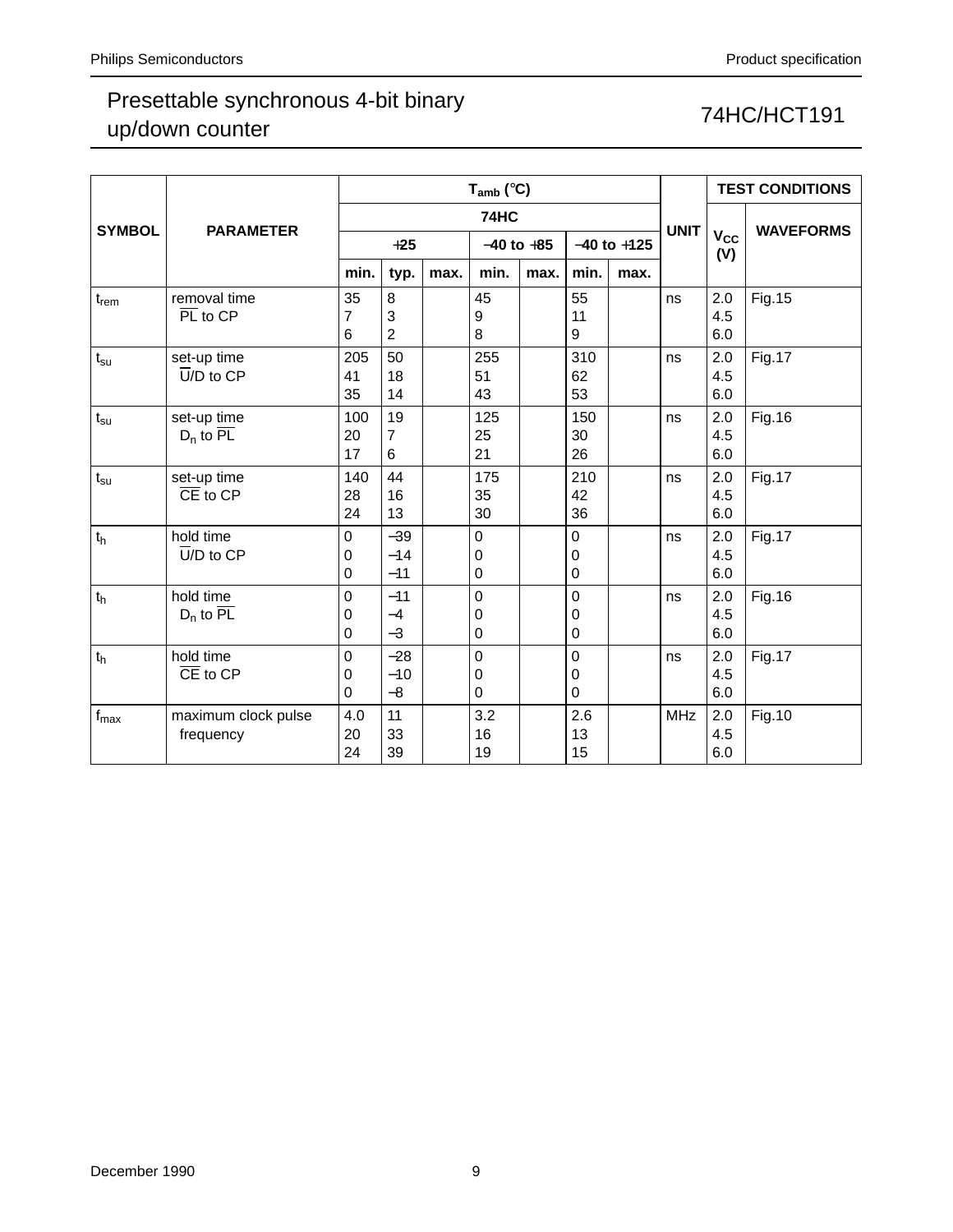# Presettable synchronous 4-bit binary up/down counter

## 74HC/HCT191

| SYMBOL | PARAMETER | $T_{amb}$ (°C) | | | | | | | UNIT | TEST CONDITIONS | |
|---|---|---|---|---|---|---|---|---|---|---|---|
| | | 74HC | | | | | | | | $V_{CC}$ (V) | WAVEFORMS |
| | | +25 | | | −40 to +85 | | −40 to +125 | | | | |
| | | min. | typ. | max. | min. | max. | min. | max. | | | |
| $t_{rem}$ | removal time $\overline{PL}$ to CP | 35<br>7<br>6 | 8<br>3<br>2 | | 45<br>9<br>8 | | 55<br>11<br>9 | | ns | 2.0<br>4.5<br>6.0 | Fig.15 |
| $t_{su}$ | set-up time $\overline{U}$/D to CP | 205<br>41<br>35 | 50<br>18<br>14 | | 255<br>51<br>43 | | 310<br>62<br>53 | | ns | 2.0<br>4.5<br>6.0 | Fig.17 |
| $t_{su}$ | set-up time $D_n$ to $\overline{PL}$ | 100<br>20<br>17 | 19<br>7<br>6 | | 125<br>25<br>21 | | 150<br>30<br>26 | | ns | 2.0<br>4.5<br>6.0 | Fig.16 |
| $t_{su}$ | set-up time $\overline{CE}$ to CP | 140<br>28<br>24 | 44<br>16<br>13 | | 175<br>35<br>30 | | 210<br>42<br>36 | | ns | 2.0<br>4.5<br>6.0 | Fig.17 |
| $t_h$ | hold time $\overline{U}$/D to CP | 0<br>0<br>0 | −39<br>−14<br>−11 | | 0<br>0<br>0 | | 0<br>0<br>0 | | ns | 2.0<br>4.5<br>6.0 | Fig.17 |
| $t_h$ | hold time $D_n$ to $\overline{PL}$ | 0<br>0<br>0 | −11<br>−4<br>−3 | | 0<br>0<br>0 | | 0<br>0<br>0 | | ns | 2.0<br>4.5<br>6.0 | Fig.16 |
| $t_h$ | hold time $\overline{CE}$ to CP | 0<br>0<br>0 | −28<br>−10<br>−8 | | 0<br>0<br>0 | | 0<br>0<br>0 | | ns | 2.0<br>4.5<br>6.0 | Fig.17 |
| $f_{max}$ | maximum clock pulse frequency | 4.0<br>20<br>24 | 11<br>33<br>39 | | 3.2<br>16<br>19 | | 2.6<br>13<br>15 | | MHz | 2.0<br>4.5<br>6.0 | Fig.10 |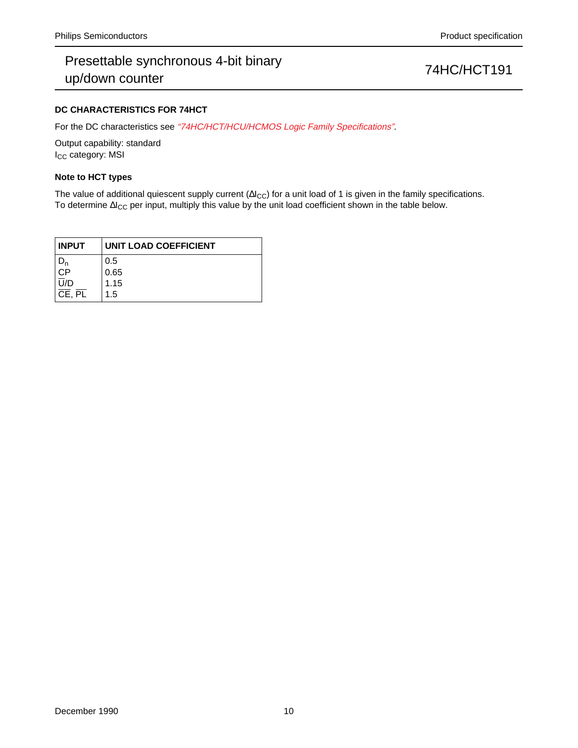### DC CHARACTERISTICS FOR 74HCT

For the DC characteristics see *"74HC/HCT/HCU/HCMOS Logic Family Specifications"*.

Output capability: standard
$I_{CC}$ category: MSI

### Note to HCT types

The value of additional quiescent supply current ($\Delta I_{CC}$) for a unit load of 1 is given in the family specifications. To determine $\Delta I_{CC}$ per input, multiply this value by the unit load coefficient shown in the table below.

| INPUT | UNIT LOAD COEFFICIENT |
|---|---|
| $D_n$ | 0.5 |
| CP | 0.65 |
| $\overline{U}/D$ | 1.15 |
| $\overline{CE}$, $\overline{PL}$ | 1.5 |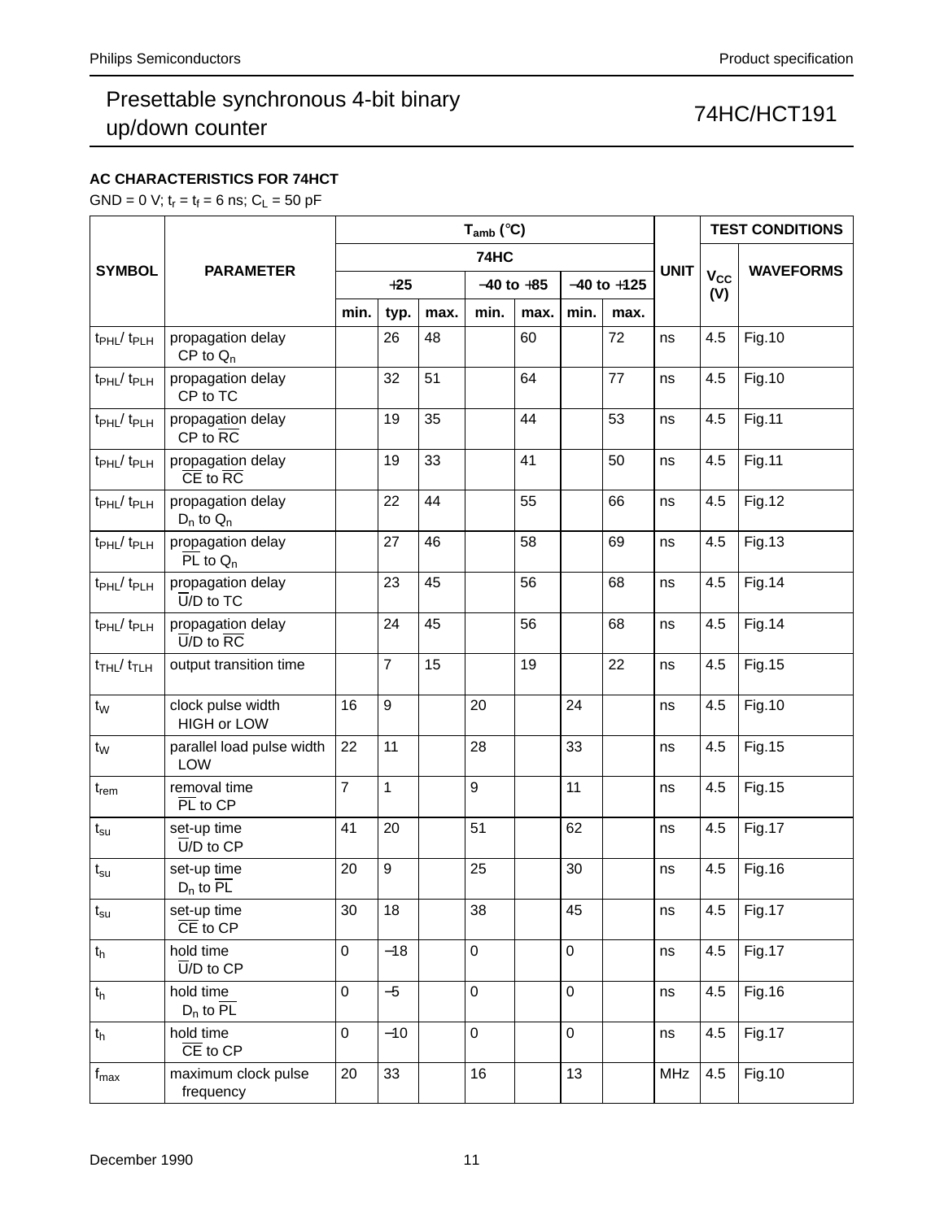### AC CHARACTERISTICS FOR 74HCT

GND = 0 V; $t_r = t_f = 6$ ns; $C_L = 50$ pF

| SYMBOL | PARAMETER | $T_{amb}$ (°C) | | | | | | | UNIT | TEST CONDITIONS | |
|---|---|---|---|---|---|---|---|---|---|---|---|
| | | 74HC | | | | | | | | $V_{CC}$ (V) | WAVEFORMS |
| | | +25 | | | −40 to +85 | | −40 to +125 | | | | |
| | | min. | typ. | max. | min. | max. | min. | max. | | | |
| $t_{PHL}$/ $t_{PLH}$ | propagation delay CP to $Q_n$ | | 26 | 48 | | 60 | | 72 | ns | 4.5 | Fig.10 |
| $t_{PHL}$/ $t_{PLH}$ | propagation delay CP to TC | | 32 | 51 | | 64 | | 77 | ns | 4.5 | Fig.10 |
| $t_{PHL}$/ $t_{PLH}$ | propagation delay CP to $\overline{RC}$ | | 19 | 35 | | 44 | | 53 | ns | 4.5 | Fig.11 |
| $t_{PHL}$/ $t_{PLH}$ | propagation delay $\overline{CE}$ to $\overline{RC}$ | | 19 | 33 | | 41 | | 50 | ns | 4.5 | Fig.11 |
| $t_{PHL}$/ $t_{PLH}$ | propagation delay $D_n$ to $Q_n$ | | 22 | 44 | | 55 | | 66 | ns | 4.5 | Fig.12 |
| $t_{PHL}$/ $t_{PLH}$ | propagation delay $\overline{PL}$ to $Q_n$ | | 27 | 46 | | 58 | | 69 | ns | 4.5 | Fig.13 |
| $t_{PHL}$/ $t_{PLH}$ | propagation delay $\overline{U}$/D to TC | | 23 | 45 | | 56 | | 68 | ns | 4.5 | Fig.14 |
| $t_{PHL}$/ $t_{PLH}$ | propagation delay $\overline{U}$/D to $\overline{RC}$ | | 24 | 45 | | 56 | | 68 | ns | 4.5 | Fig.14 |
| $t_{THL}$/ $t_{TLH}$ | output transition time | | 7 | 15 | | 19 | | 22 | ns | 4.5 | Fig.15 |
| $t_W$ | clock pulse width HIGH or LOW | 16 | 9 | | 20 | | 24 | | ns | 4.5 | Fig.10 |
| $t_W$ | parallel load pulse width LOW | 22 | 11 | | 28 | | 33 | | ns | 4.5 | Fig.15 |
| $t_{rem}$ | removal time $\overline{PL}$ to CP | 7 | 1 | | 9 | | 11 | | ns | 4.5 | Fig.15 |
| $t_{su}$ | set-up time $\overline{U}$/D to CP | 41 | 20 | | 51 | | 62 | | ns | 4.5 | Fig.17 |
| $t_{su}$ | set-up time $D_n$ to $\overline{PL}$ | 20 | 9 | | 25 | | 30 | | ns | 4.5 | Fig.16 |
| $t_{su}$ | set-up time $\overline{CE}$ to CP | 30 | 18 | | 38 | | 45 | | ns | 4.5 | Fig.17 |
| $t_h$ | hold time $\overline{U}$/D to CP | 0 | −18 | | 0 | | 0 | | ns | 4.5 | Fig.17 |
| $t_h$ | hold time $D_n$ to $\overline{PL}$ | 0 | −5 | | 0 | | 0 | | ns | 4.5 | Fig.16 |
| $t_h$ | hold time $\overline{CE}$ to CP | 0 | −10 | | 0 | | 0 | | ns | 4.5 | Fig.17 |
| $f_{max}$ | maximum clock pulse frequency | 20 | 33 | | 16 | | 13 | | MHz | 4.5 | Fig.10 |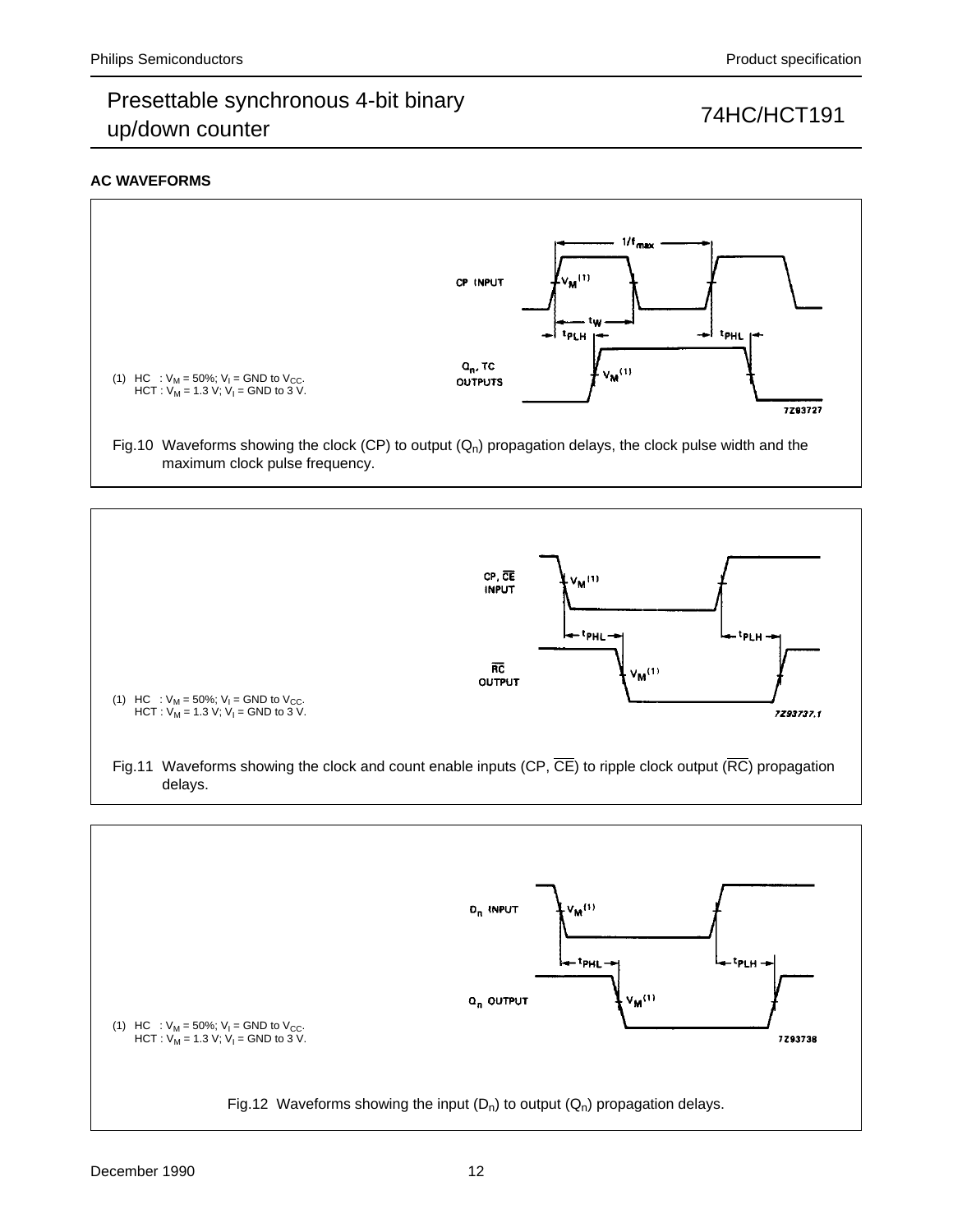## AC WAVEFORMS

(1) HC : $V_M$ = 50%; $V_I$ = GND to $V_{CC}$.
HCT : $V_M$ = 1.3 V; $V_I$ = GND to 3 V.

Fig.10 Waveforms showing the clock (CP) to output ($Q_n$) propagation delays, the clock pulse width and the maximum clock pulse frequency.

(1) HC : $V_M$ = 50%; $V_I$ = GND to $V_{CC}$.
HCT : $V_M$ = 1.3 V; $V_I$ = GND to 3 V.

Fig.11 Waveforms showing the clock and count enable inputs (CP, $\overline{CE}$) to ripple clock output ($\overline{RC}$) propagation delays.

(1) HC : $V_M$ = 50%; $V_I$ = GND to $V_{CC}$.
HCT : $V_M$ = 1.3 V; $V_I$ = GND to 3 V.

Fig.12 Waveforms showing the input ($D_n$) to output ($Q_n$) propagation delays.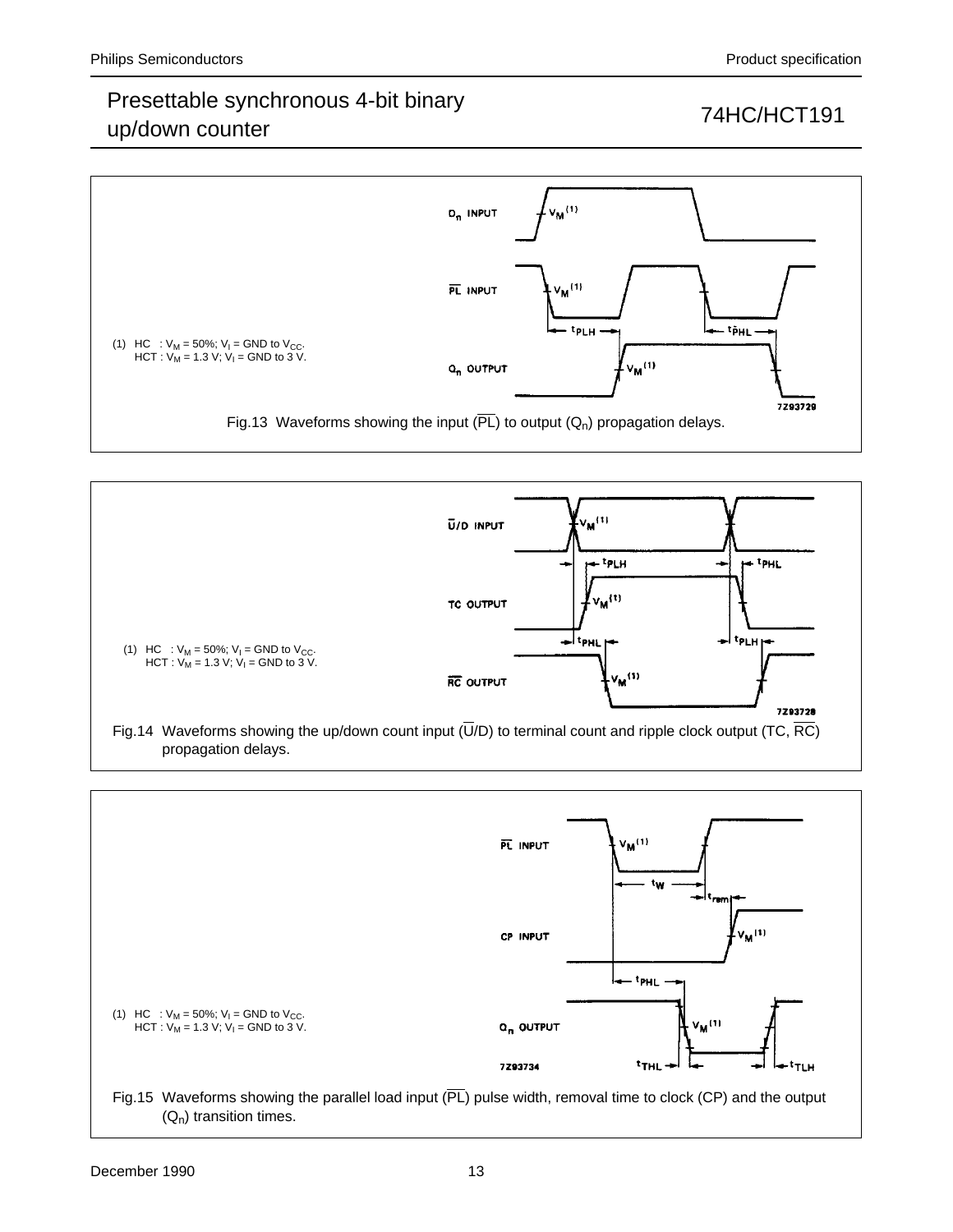(1) HC : $V_M$ = 50%; $V_I$ = GND to $V_{CC}$.
HCT : $V_M$ = 1.3 V; $V_I$ = GND to 3 V.

Fig.13 Waveforms showing the input ($\overline{PL}$) to output ($Q_n$) propagation delays.

(1) HC : $V_M$ = 50%; $V_I$ = GND to $V_{CC}$.
HCT : $V_M$ = 1.3 V; $V_I$ = GND to 3 V.

Fig.14 Waveforms showing the up/down count input ($\overline{U}$/D) to terminal count and ripple clock output (TC, $\overline{RC}$) propagation delays.

(1) HC : $V_M$ = 50%; $V_I$ = GND to $V_{CC}$.
HCT : $V_M$ = 1.3 V; $V_I$ = GND to 3 V.

Fig.15 Waveforms showing the parallel load input ($\overline{PL}$) pulse width, removal time to clock (CP) and the output ($Q_n$) transition times.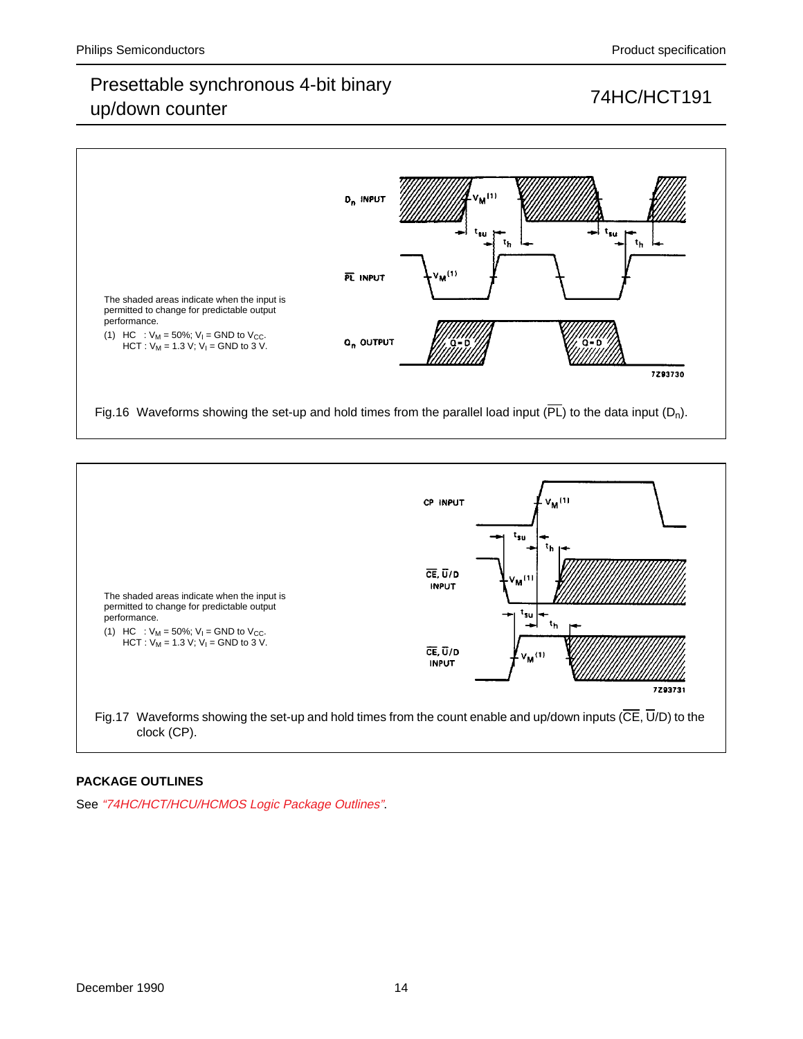$D_n$ INPUT

$V_M$(1)

$t_{su}$

$t_h$

$t_{su}$

$t_h$

$\overline{PL}$ INPUT

$V_M$(1)

$Q_n$ OUTPUT

Q = D

Q = D

7Z93730

The shaded areas indicate when the input is permitted to change for predictable output performance.

(1) HC : $V_M$ = 50%; $V_I$ = GND to $V_{CC}$.
HCT : $V_M$ = 1.3 V; $V_I$ = GND to 3 V.

Fig.16 Waveforms showing the set-up and hold times from the parallel load input ($\overline{PL}$) to the data input ($D_n$).

CP INPUT

$V_M$(1)

$t_{su}$

$t_h$

$\overline{CE}$, $\overline{U}$/D INPUT

$V_M$(1)

$t_{su}$

$t_h$

$\overline{CE}$, $\overline{U}$/D INPUT

$V_M$(1)

7Z93731

The shaded areas indicate when the input is permitted to change for predictable output performance.

(1) HC : $V_M$ = 50%; $V_I$ = GND to $V_{CC}$.
HCT : $V_M$ = 1.3 V; $V_I$ = GND to 3 V.

Fig.17 Waveforms showing the set-up and hold times from the count enable and up/down inputs ($\overline{CE}$, $\overline{U}$/D) to the clock (CP).

**PACKAGE OUTLINES**

See *"74HC/HCT/HCU/HCMOS Logic Package Outlines"*.